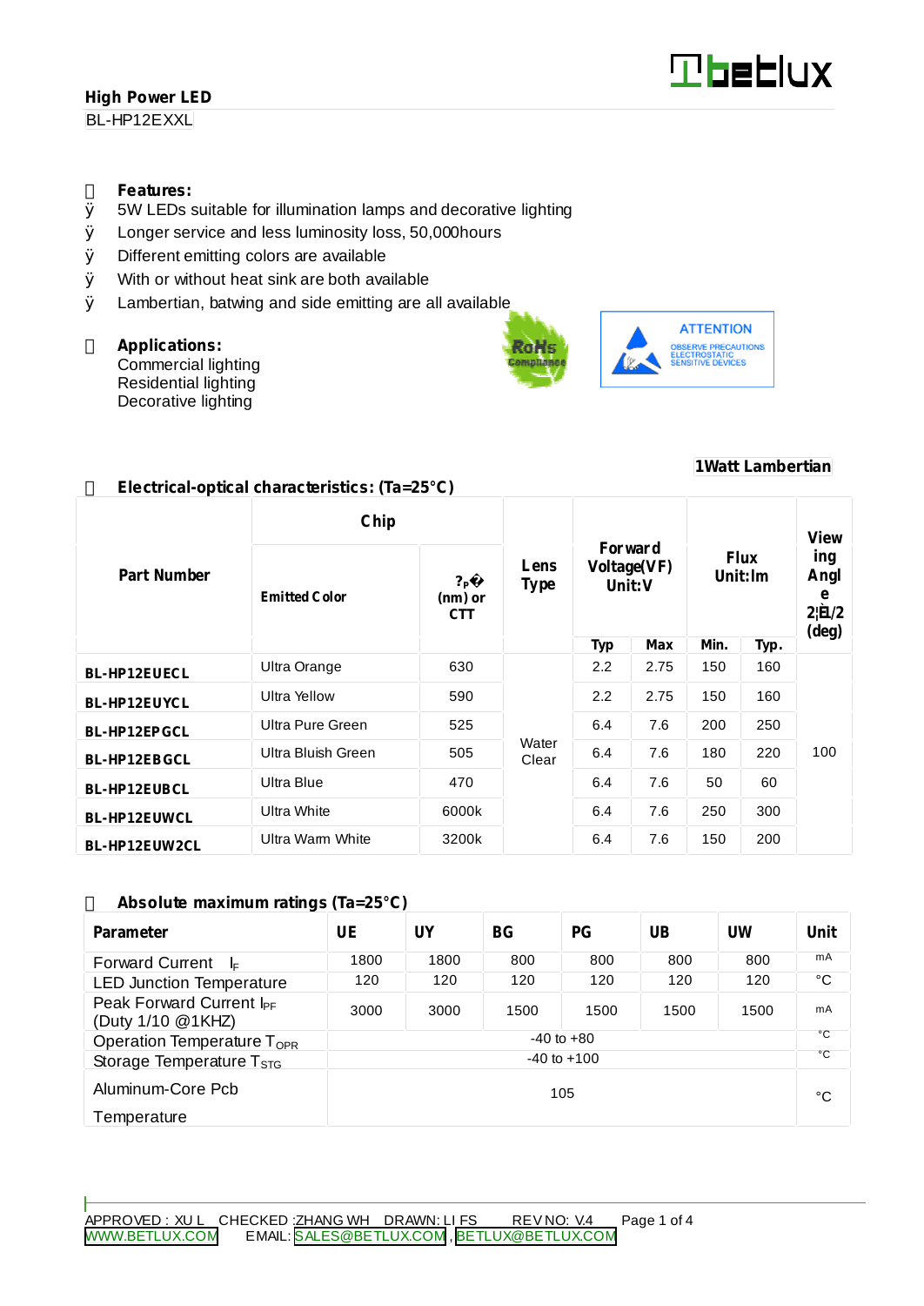**High Power LED**

BL-HP12EXXL

## Features:

- 5W LEDs suitable for illumination lamps and decorative lighting
- Longer service and less luminosity loss, 50,000hours
- Different emitting colors are available
- With or without heat sink are both available
- Lambertian, batwing and side emitting are all available

## Applications:

Commercial lighting
Residential lighting
Decorative lighting

RoHS Compliance

ATTENTION
OBSERVE PRECAUTIONS ELECTROSTATIC SENSITIVE DEVICES

**1Watt Lambertian**

## Electrical-optical characteristics: (Ta=25°C)

| Part Number | Chip | | Lens Type | Forward Voltage(VF) Unit:V | | Flux Unit:lm | | Viewing Angle 2θ1/2 (deg) |
|---|---|---|---|---|---|---|---|---|
| | Emitted Color | λP (nm) or CTT | | Typ | Max | Min. | Typ. | |
| **BL-HP12EUECL** | Ultra Orange | 630 | Water Clear | 2.2 | 2.75 | 150 | 160 | 100 |
| **BL-HP12EUYCL** | Ultra Yellow | 590 | | 2.2 | 2.75 | 150 | 160 | |
| **BL-HP12EPGCL** | Ultra Pure Green | 525 | | 6.4 | 7.6 | 200 | 250 | |
| **BL-HP12EBGCL** | Ultra Bluish Green | 505 | | 6.4 | 7.6 | 180 | 220 | |
| **BL-HP12EUBCL** | Ultra Blue | 470 | | 6.4 | 7.6 | 50 | 60 | |
| **BL-HP12EUWCL** | Ultra White | 6000k | | 6.4 | 7.6 | 250 | 300 | |
| **BL-HP12EUW2CL** | Ultra Warm White | 3200k | | 6.4 | 7.6 | 150 | 200 | |

## Absolute maximum ratings (Ta=25°C)

| Parameter | UE | UY | BG | PG | UB | UW | Unit |
|---|---|---|---|---|---|---|---|
| Forward Current $I_F$ | 1800 | 1800 | 800 | 800 | 800 | 800 | mA |
| LED Junction Temperature | 120 | 120 | 120 | 120 | 120 | 120 | °C |
| Peak Forward Current $I_{PF}$ (Duty 1/10 @1KHZ) | 3000 | 3000 | 1500 | 1500 | 1500 | 1500 | mA |
| Operation Temperature $T_{OPR}$ | -40 to +80 | | | | | | °C |
| Storage Temperature $T_{STG}$ | -40 to +100 | | | | | | °C |
| Aluminum-Core Pcb Temperature | 105 | | | | | | °C |

APPROVED : XU L CHECKED :ZHANG WH DRAWN: LI FS REV NO: V.4

WWW.BETLUX.COM EMAIL: SALES@BETLUX.COM , BETLUX@BETLUX.COM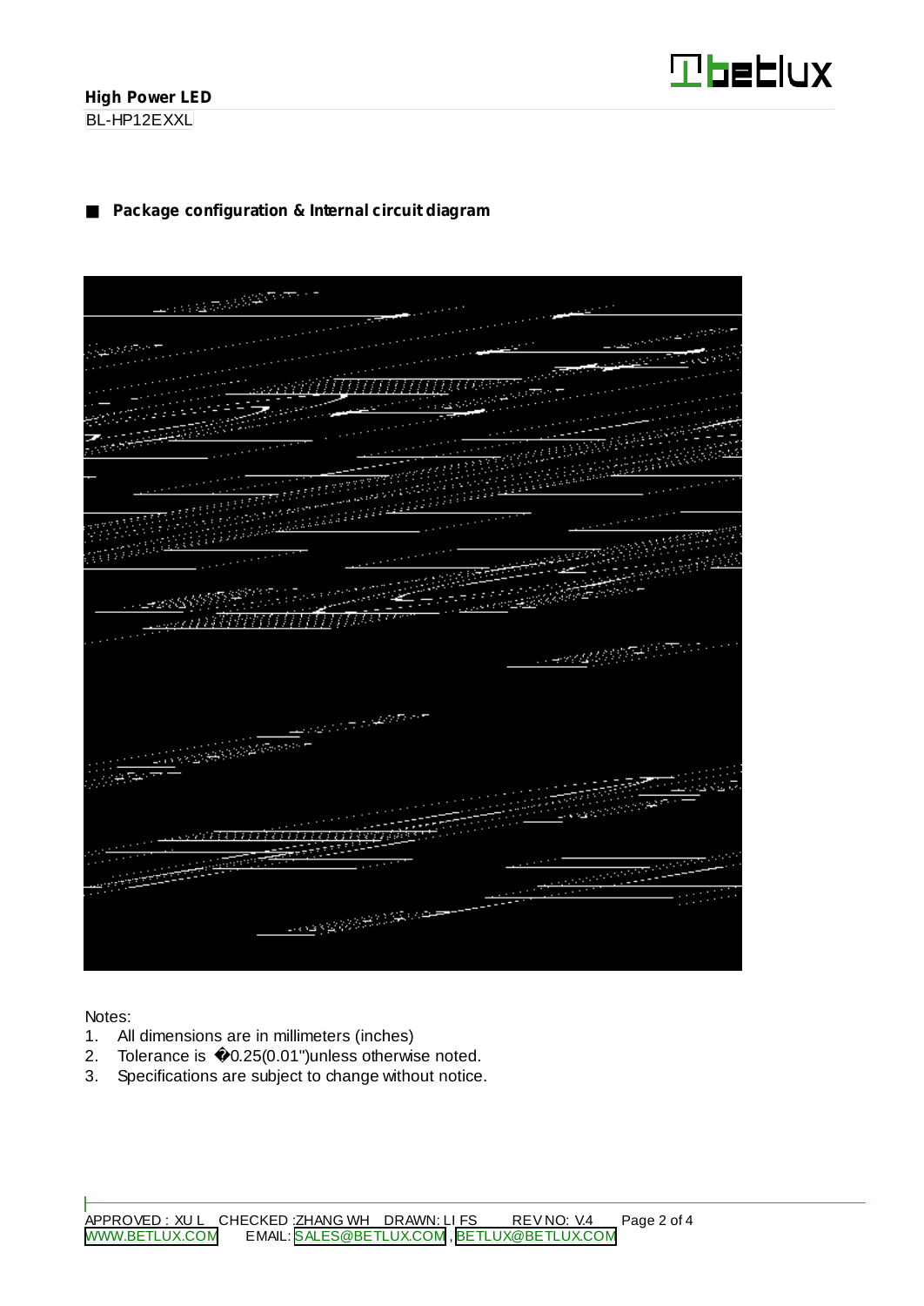## Package configuration & Internal circuit diagram

Notes:

1. All dimensions are in millimeters (inches)
2. Tolerance is �0.25(0.01")unless otherwise noted.
3. Specifications are subject to change without notice.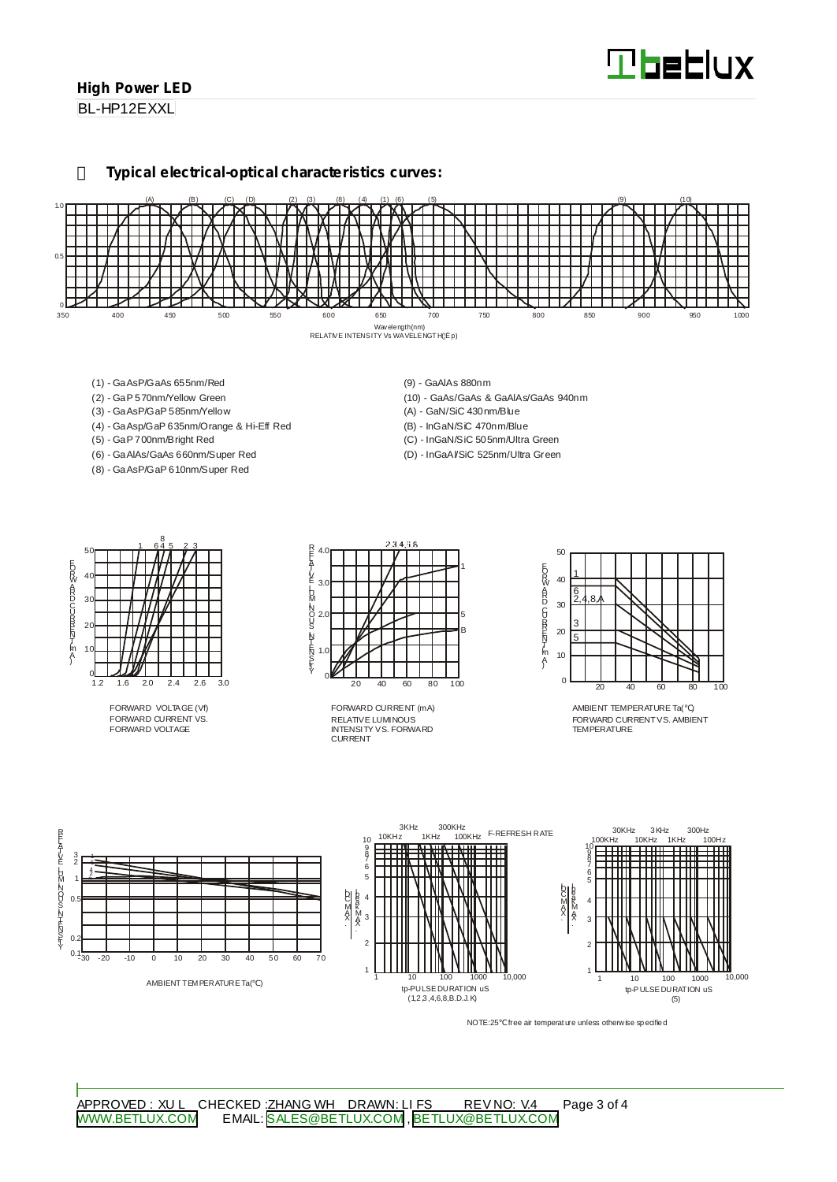## Typical electrical-optical characteristics curves:

RELATIVE INTENSITY Vs WAVELENGTH(λp)

- (1) - GaAsP/GaAs 655nm/Red
- (2) - GaP 570nm/Yellow Green
- (3) - GaAsP/GaP 585nm/Yellow
- (4) - GaAsp/GaP 635nm/Orange & Hi-Eff Red
- (5) - GaP 700nm/Bright Red
- (6) - GaAlAs/GaAs 660nm/Super Red
- (8) - GaAsP/GaP 610nm/Super Red
- (9) - GaAlAs 880nm
- (10) - GaAs/GaAs & GaAlAs/GaAs 940nm
- (A) - GaN/SiC 430nm/Blue
- (B) - InGaN/SiC 470nm/Blue
- (C) - InGaN/SiC 505nm/Ultra Green
- (D) - InGaAl/SiC 525nm/Ultra Green

FORWARD VOLTAGE (Vf)
FORWARD CURRENT VS. FORWARD VOLTAGE

FORWARD CURRENT (mA)
RELATIVE LUMINOUS INTENSITY VS. FORWARD CURRENT

AMBIENT TEMPERATURE Ta(℃)
FORWARD CURRENT VS. AMBIENT TEMPERATURE

AMBIENT TEMPERATURE Ta(℃)

F-REFRESH RATE
tp-PULSE DURATION uS
(1,2,3,4,6,8,B.D.J.K)

tp-PULSE DURATION uS
(5)

NOTE:25℃ free air temperature unless otherwise specified

APPROVED : XU L CHECKED :ZHANG WH DRAWN: LI FS REV NO: V.4

WWW.BETLUX.COM EMAIL: SALES@BETLUX.COM , BETLUX@BETLUX.COM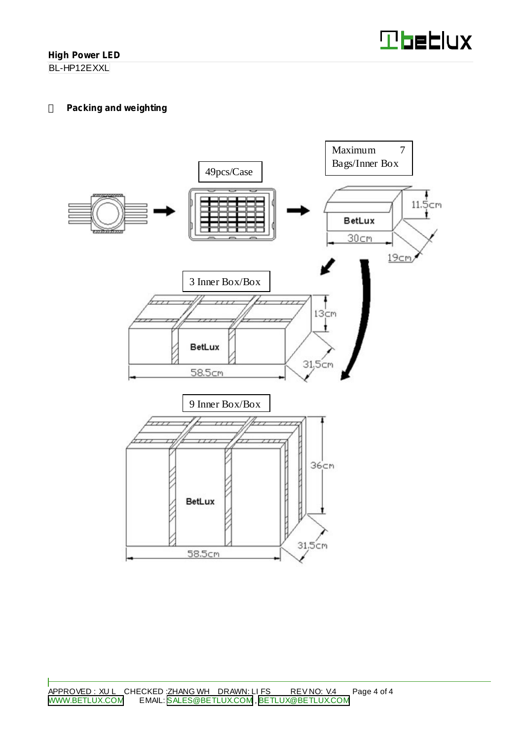## Packing and weighting

49pcs/Case

Maximum 7 Bags/Inner Box

BetLux

11.5cm

30cm

19cm

3 Inner Box/Box

13cm

BetLux

58.5cm

31.5cm

9 Inner Box/Box

36cm

BetLux

58.5cm

31.5cm